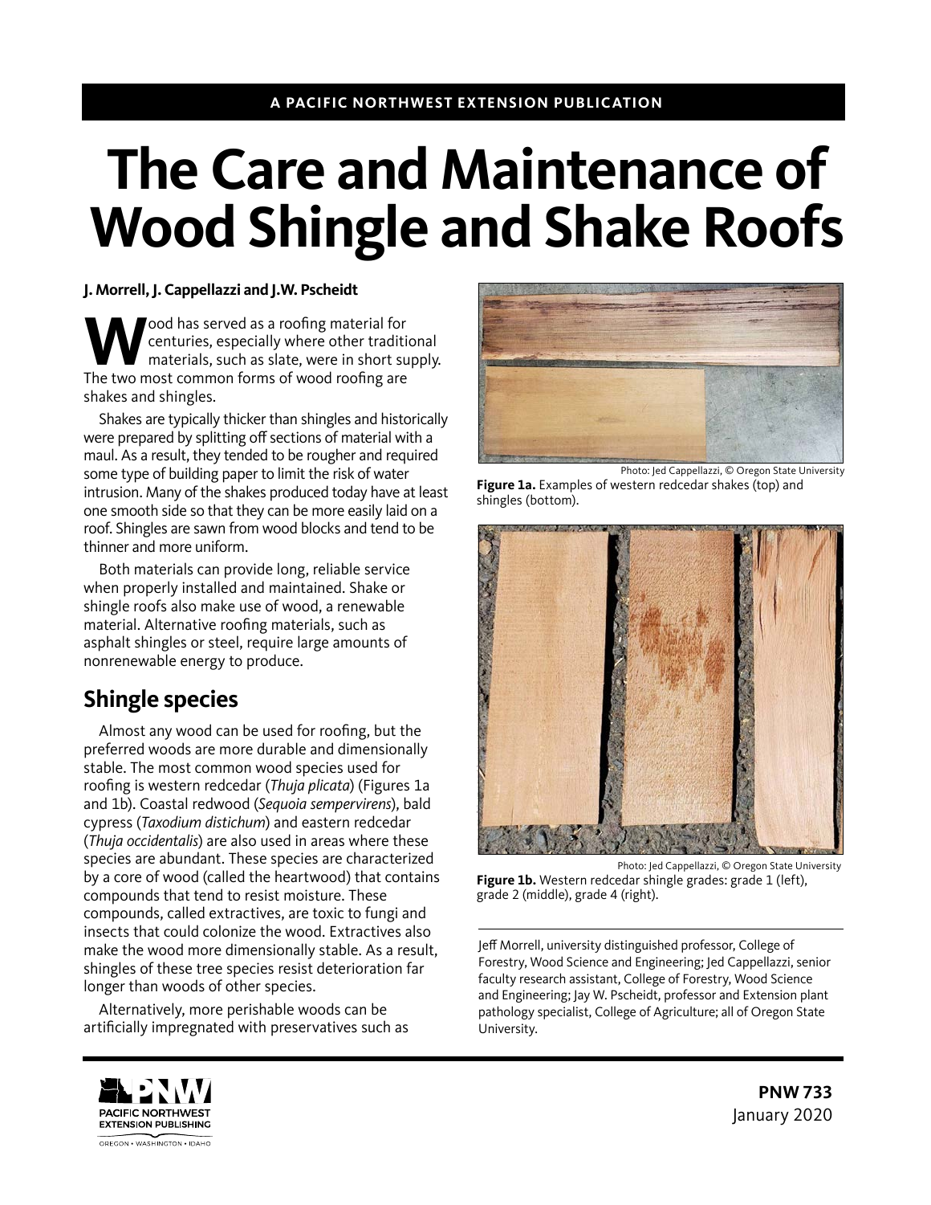A PACIFIC NORTHWEST EXTENSION PUBLICATION

# The Care and Maintenance of Wood Shingle and Shake Roofs

**J. Morrell, J. Cappellazzi and J.W. Pscheidt**

Wood has served as a roofing material for centuries, especially where other traditional materials, such as slate, were in short supply. The two most common forms of wood roofing are shakes and shingles.

Shakes are typically thicker than shingles and historically were prepared by splitting off sections of material with a maul. As a result, they tended to be rougher and required some type of building paper to limit the risk of water intrusion. Many of the shakes produced today have at least one smooth side so that they can be more easily laid on a roof. Shingles are sawn from wood blocks and tend to be thinner and more uniform.

Both materials can provide long, reliable service when properly installed and maintained. Shake or shingle roofs also make use of wood, a renewable material. Alternative roofing materials, such as asphalt shingles or steel, require large amounts of nonrenewable energy to produce.

## Shingle species

Almost any wood can be used for roofing, but the preferred woods are more durable and dimensionally stable. The most common wood species used for roofing is western redcedar (*Thuja plicata*) (Figures 1a and 1b). Coastal redwood (*Sequoia sempervirens*), bald cypress (*Taxodium distichum*) and eastern redcedar (*Thuja occidentalis*) are also used in areas where these species are abundant. These species are characterized by a core of wood (called the heartwood) that contains compounds that tend to resist moisture. These compounds, called extractives, are toxic to fungi and insects that could colonize the wood. Extractives also make the wood more dimensionally stable. As a result, shingles of these tree species resist deterioration far longer than woods of other species.

Alternatively, more perishable woods can be artificially impregnated with preservatives such as

Photo: Jed Cappellazzi, © Oregon State University

**Figure 1a.** Examples of western redcedar shakes (top) and shingles (bottom).

Photo: Jed Cappellazzi, © Oregon State University

**Figure 1b.** Western redcedar shingle grades: grade 1 (left), grade 2 (middle), grade 4 (right).

Jeff Morrell, university distinguished professor, College of Forestry, Wood Science and Engineering; Jed Cappellazzi, senior faculty research assistant, College of Forestry, Wood Science and Engineering; Jay W. Pscheidt, professor and Extension plant pathology specialist, College of Agriculture; all of Oregon State University.

PACIFIC NORTHWEST EXTENSION PUBLISHING
OREGON • WASHINGTON • IDAHO

**PNW 733**
January 2020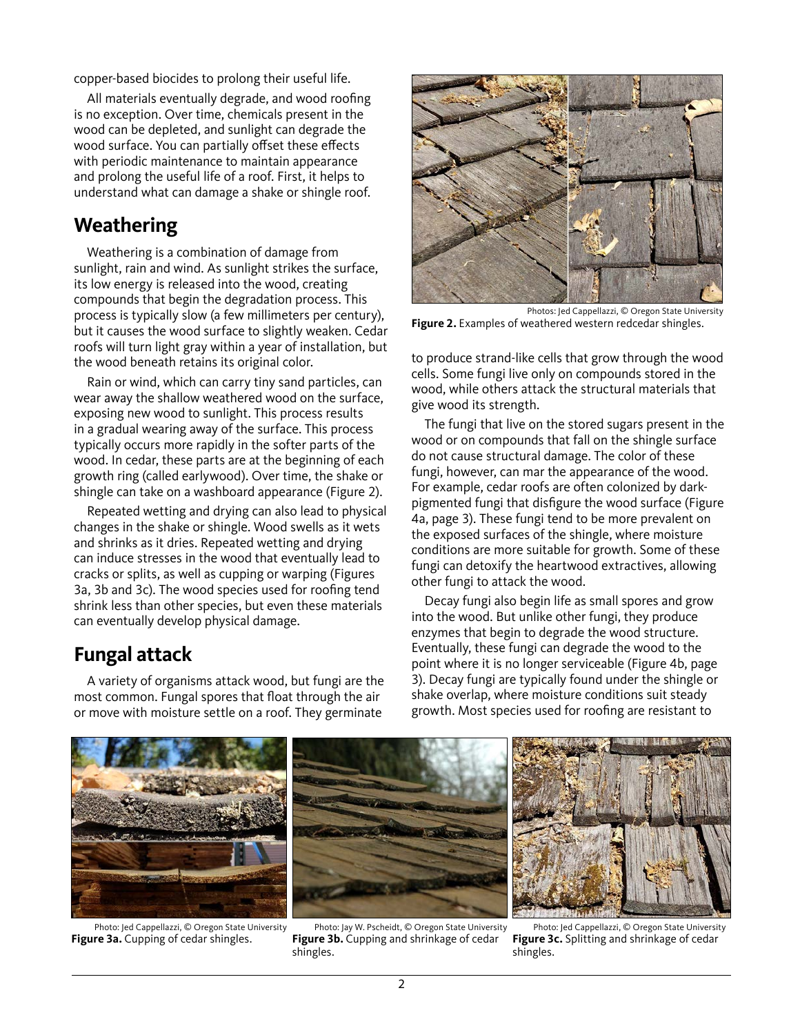copper-based biocides to prolong their useful life.

All materials eventually degrade, and wood roofing is no exception. Over time, chemicals present in the wood can be depleted, and sunlight can degrade the wood surface. You can partially offset these effects with periodic maintenance to maintain appearance and prolong the useful life of a roof. First, it helps to understand what can damage a shake or shingle roof.

## Weathering

Weathering is a combination of damage from sunlight, rain and wind. As sunlight strikes the surface, its low energy is released into the wood, creating compounds that begin the degradation process. This process is typically slow (a few millimeters per century), but it causes the wood surface to slightly weaken. Cedar roofs will turn light gray within a year of installation, but the wood beneath retains its original color.

Rain or wind, which can carry tiny sand particles, can wear away the shallow weathered wood on the surface, exposing new wood to sunlight. This process results in a gradual wearing away of the surface. This process typically occurs more rapidly in the softer parts of the wood. In cedar, these parts are at the beginning of each growth ring (called earlywood). Over time, the shake or shingle can take on a washboard appearance (Figure 2).

Repeated wetting and drying can also lead to physical changes in the shake or shingle. Wood swells as it wets and shrinks as it dries. Repeated wetting and drying can induce stresses in the wood that eventually lead to cracks or splits, as well as cupping or warping (Figures 3a, 3b and 3c). The wood species used for roofing tend shrink less than other species, but even these materials can eventually develop physical damage.

## Fungal attack

A variety of organisms attack wood, but fungi are the most common. Fungal spores that float through the air or move with moisture settle on a roof. They germinate to produce strand-like cells that grow through the wood cells. Some fungi live only on compounds stored in the wood, while others attack the structural materials that give wood its strength.

The fungi that live on the stored sugars present in the wood or on compounds that fall on the shingle surface do not cause structural damage. The color of these fungi, however, can mar the appearance of the wood. For example, cedar roofs are often colonized by dark-pigmented fungi that disfigure the wood surface (Figure 4a, page 3). These fungi tend to be more prevalent on the exposed surfaces of the shingle, where moisture conditions are more suitable for growth. Some of these fungi can detoxify the heartwood extractives, allowing other fungi to attack the wood.

Decay fungi also begin life as small spores and grow into the wood. But unlike other fungi, they produce enzymes that begin to degrade the wood structure. Eventually, these fungi can degrade the wood to the point where it is no longer serviceable (Figure 4b, page 3). Decay fungi are typically found under the shingle or shake overlap, where moisture conditions suit steady growth. Most species used for roofing are resistant to

Photos: Jed Cappellazzi, © Oregon State University
**Figure 2.** Examples of weathered western redcedar shingles.

Photo: Jed Cappellazzi, © Oregon State University
**Figure 3a.** Cupping of cedar shingles.

Photo: Jay W. Pscheidt, © Oregon State University
**Figure 3b.** Cupping and shrinkage of cedar shingles.

Photo: Jed Cappellazzi, © Oregon State University
**Figure 3c.** Splitting and shrinkage of cedar shingles.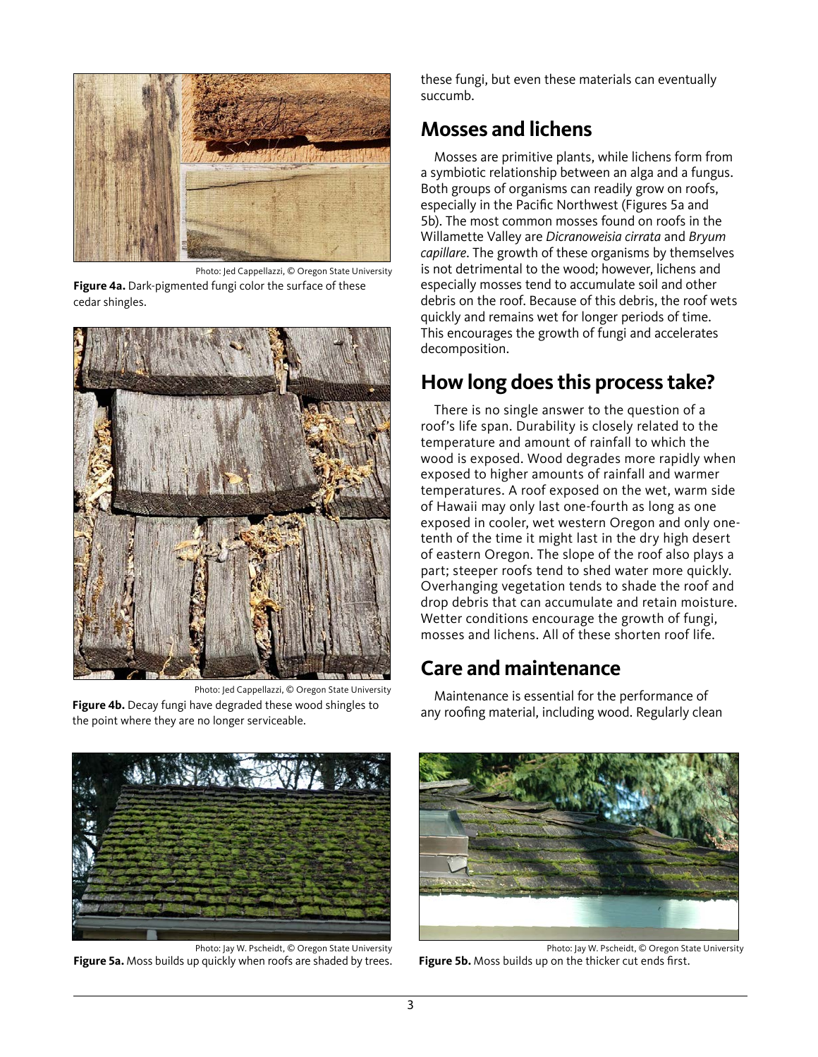Photo: Jed Cappellazzi, © Oregon State University

**Figure 4a.** Dark-pigmented fungi color the surface of these cedar shingles.

Photo: Jed Cappellazzi, © Oregon State University

**Figure 4b.** Decay fungi have degraded these wood shingles to the point where they are no longer serviceable.

these fungi, but even these materials can eventually succumb.

## Mosses and lichens

Mosses are primitive plants, while lichens form from a symbiotic relationship between an alga and a fungus. Both groups of organisms can readily grow on roofs, especially in the Pacific Northwest (Figures 5a and 5b). The most common mosses found on roofs in the Willamette Valley are *Dicranoweisia cirrata* and *Bryum capillare*. The growth of these organisms by themselves is not detrimental to the wood; however, lichens and especially mosses tend to accumulate soil and other debris on the roof. Because of this debris, the roof wets quickly and remains wet for longer periods of time. This encourages the growth of fungi and accelerates decomposition.

## How long does this process take?

There is no single answer to the question of a roof's life span. Durability is closely related to the temperature and amount of rainfall to which the wood is exposed. Wood degrades more rapidly when exposed to higher amounts of rainfall and warmer temperatures. A roof exposed on the wet, warm side of Hawaii may only last one-fourth as long as one exposed in cooler, wet western Oregon and only one-tenth of the time it might last in the dry high desert of eastern Oregon. The slope of the roof also plays a part; steeper roofs tend to shed water more quickly. Overhanging vegetation tends to shade the roof and drop debris that can accumulate and retain moisture. Wetter conditions encourage the growth of fungi, mosses and lichens. All of these shorten roof life.

## Care and maintenance

Maintenance is essential for the performance of any roofing material, including wood. Regularly clean

Photo: Jay W. Pscheidt, © Oregon State University

**Figure 5a.** Moss builds up quickly when roofs are shaded by trees.

Photo: Jay W. Pscheidt, © Oregon State University

**Figure 5b.** Moss builds up on the thicker cut ends first.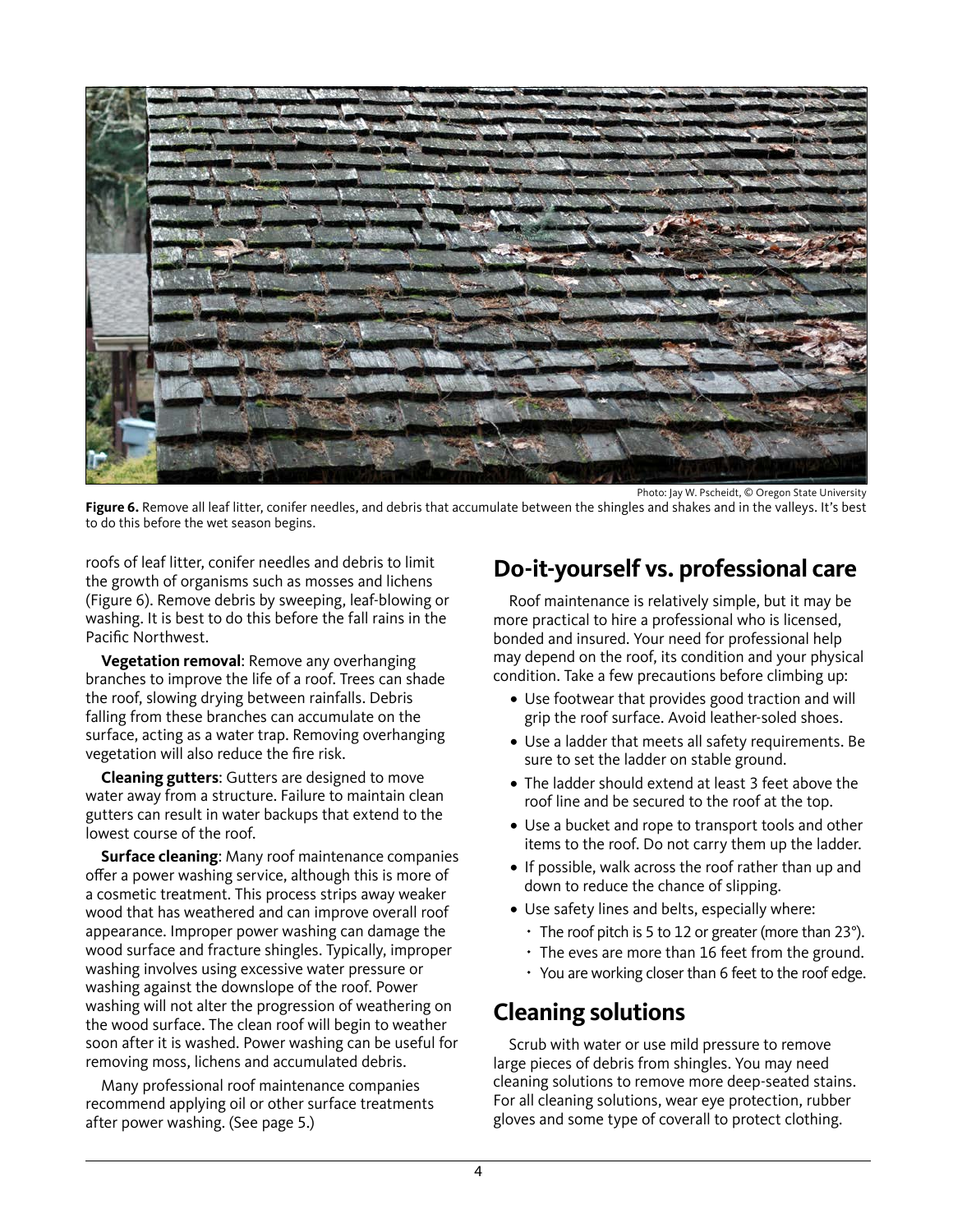Photo: Jay W. Pscheidt, © Oregon State University

**Figure 6.** Remove all leaf litter, conifer needles, and debris that accumulate between the shingles and shakes and in the valleys. It's best to do this before the wet season begins.

roofs of leaf litter, conifer needles and debris to limit the growth of organisms such as mosses and lichens (Figure 6). Remove debris by sweeping, leaf-blowing or washing. It is best to do this before the fall rains in the Pacific Northwest.

**Vegetation removal**: Remove any overhanging branches to improve the life of a roof. Trees can shade the roof, slowing drying between rainfalls. Debris falling from these branches can accumulate on the surface, acting as a water trap. Removing overhanging vegetation will also reduce the fire risk.

**Cleaning gutters**: Gutters are designed to move water away from a structure. Failure to maintain clean gutters can result in water backups that extend to the lowest course of the roof.

**Surface cleaning**: Many roof maintenance companies offer a power washing service, although this is more of a cosmetic treatment. This process strips away weaker wood that has weathered and can improve overall roof appearance. Improper power washing can damage the wood surface and fracture shingles. Typically, improper washing involves using excessive water pressure or washing against the downslope of the roof. Power washing will not alter the progression of weathering on the wood surface. The clean roof will begin to weather soon after it is washed. Power washing can be useful for removing moss, lichens and accumulated debris.

Many professional roof maintenance companies recommend applying oil or other surface treatments after power washing. (See page 5.)

## Do-it-yourself vs. professional care

Roof maintenance is relatively simple, but it may be more practical to hire a professional who is licensed, bonded and insured. Your need for professional help may depend on the roof, its condition and your physical condition. Take a few precautions before climbing up:

- Use footwear that provides good traction and will grip the roof surface. Avoid leather-soled shoes.
- Use a ladder that meets all safety requirements. Be sure to set the ladder on stable ground.
- The ladder should extend at least 3 feet above the roof line and be secured to the roof at the top.
- Use a bucket and rope to transport tools and other items to the roof. Do not carry them up the ladder.
- If possible, walk across the roof rather than up and down to reduce the chance of slipping.
- Use safety lines and belts, especially where:
  - The roof pitch is 5 to 12 or greater (more than 23°).
  - The eves are more than 16 feet from the ground.
  - You are working closer than 6 feet to the roof edge.

## Cleaning solutions

Scrub with water or use mild pressure to remove large pieces of debris from shingles. You may need cleaning solutions to remove more deep-seated stains. For all cleaning solutions, wear eye protection, rubber gloves and some type of coverall to protect clothing.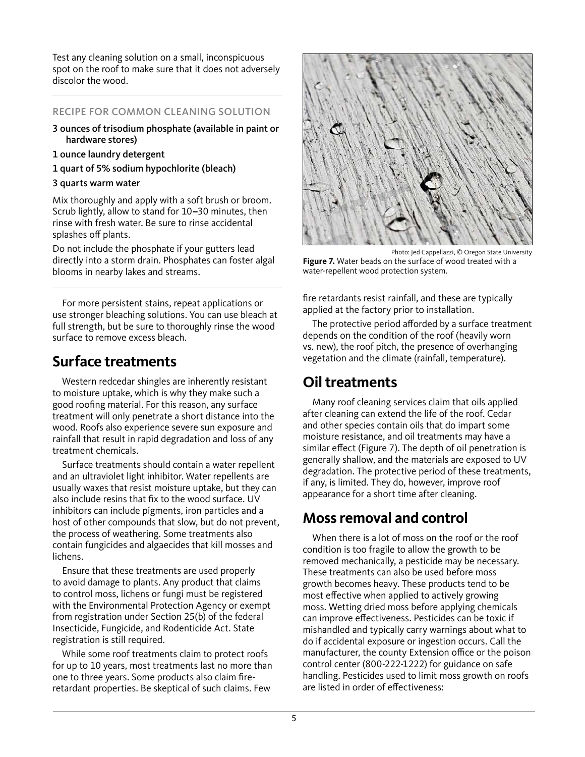Test any cleaning solution on a small, inconspicuous spot on the roof to make sure that it does not adversely discolor the wood.

---

#### RECIPE FOR COMMON CLEANING SOLUTION

**3 ounces of trisodium phosphate (available in paint or hardware stores)**

**1 ounce laundry detergent**

**1 quart of 5% sodium hypochlorite (bleach)**

**3 quarts warm water**

Mix thoroughly and apply with a soft brush or broom. Scrub lightly, allow to stand for 10–30 minutes, then rinse with fresh water. Be sure to rinse accidental splashes off plants.

Do not include the phosphate if your gutters lead directly into a storm drain. Phosphates can foster algal blooms in nearby lakes and streams.

---

For more persistent stains, repeat applications or use stronger bleaching solutions. You can use bleach at full strength, but be sure to thoroughly rinse the wood surface to remove excess bleach.

## Surface treatments

Western redcedar shingles are inherently resistant to moisture uptake, which is why they make such a good roofing material. For this reason, any surface treatment will only penetrate a short distance into the wood. Roofs also experience severe sun exposure and rainfall that result in rapid degradation and loss of any treatment chemicals.

Surface treatments should contain a water repellent and an ultraviolet light inhibitor. Water repellents are usually waxes that resist moisture uptake, but they can also include resins that fix to the wood surface. UV inhibitors can include pigments, iron particles and a host of other compounds that slow, but do not prevent, the process of weathering. Some treatments also contain fungicides and algaecides that kill mosses and lichens.

Ensure that these treatments are used properly to avoid damage to plants. Any product that claims to control moss, lichens or fungi must be registered with the Environmental Protection Agency or exempt from registration under Section 25(b) of the federal Insecticide, Fungicide, and Rodenticide Act. State registration is still required.

While some roof treatments claim to protect roofs for up to 10 years, most treatments last no more than one to three years. Some products also claim fire-retardant properties. Be skeptical of such claims. Few fire retardants resist rainfall, and these are typically applied at the factory prior to installation.

Photo: Jed Cappellazzi, © Oregon State University

**Figure 7.** Water beads on the surface of wood treated with a water-repellent wood protection system.

The protective period afforded by a surface treatment depends on the condition of the roof (heavily worn vs. new), the roof pitch, the presence of overhanging vegetation and the climate (rainfall, temperature).

## Oil treatments

Many roof cleaning services claim that oils applied after cleaning can extend the life of the roof. Cedar and other species contain oils that do impart some moisture resistance, and oil treatments may have a similar effect (Figure 7). The depth of oil penetration is generally shallow, and the materials are exposed to UV degradation. The protective period of these treatments, if any, is limited. They do, however, improve roof appearance for a short time after cleaning.

## Moss removal and control

When there is a lot of moss on the roof or the roof condition is too fragile to allow the growth to be removed mechanically, a pesticide may be necessary. These treatments can also be used before moss growth becomes heavy. These products tend to be most effective when applied to actively growing moss. Wetting dried moss before applying chemicals can improve effectiveness. Pesticides can be toxic if mishandled and typically carry warnings about what to do if accidental exposure or ingestion occurs. Call the manufacturer, the county Extension office or the poison control center (800-222-1222) for guidance on safe handling. Pesticides used to limit moss growth on roofs are listed in order of effectiveness: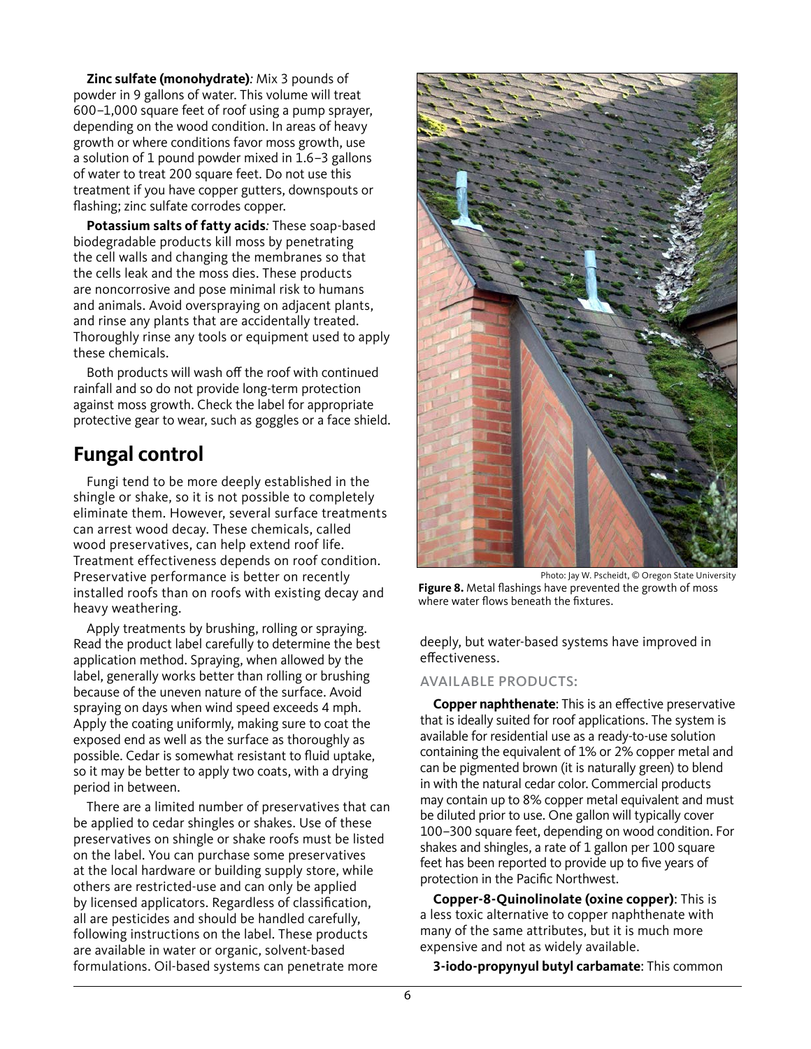**Zinc sulfate (monohydrate)**: Mix 3 pounds of powder in 9 gallons of water. This volume will treat 600–1,000 square feet of roof using a pump sprayer, depending on the wood condition. In areas of heavy growth or where conditions favor moss growth, use a solution of 1 pound powder mixed in 1.6–3 gallons of water to treat 200 square feet. Do not use this treatment if you have copper gutters, downspouts or flashing; zinc sulfate corrodes copper.

**Potassium salts of fatty acids**: These soap-based biodegradable products kill moss by penetrating the cell walls and changing the membranes so that the cells leak and the moss dies. These products are noncorrosive and pose minimal risk to humans and animals. Avoid overspraying on adjacent plants, and rinse any plants that are accidentally treated. Thoroughly rinse any tools or equipment used to apply these chemicals.

Both products will wash off the roof with continued rainfall and so do not provide long-term protection against moss growth. Check the label for appropriate protective gear to wear, such as goggles or a face shield.

## Fungal control

Fungi tend to be more deeply established in the shingle or shake, so it is not possible to completely eliminate them. However, several surface treatments can arrest wood decay. These chemicals, called wood preservatives, can help extend roof life. Treatment effectiveness depends on roof condition. Preservative performance is better on recently installed roofs than on roofs with existing decay and heavy weathering.

Apply treatments by brushing, rolling or spraying. Read the product label carefully to determine the best application method. Spraying, when allowed by the label, generally works better than rolling or brushing because of the uneven nature of the surface. Avoid spraying on days when wind speed exceeds 4 mph. Apply the coating uniformly, making sure to coat the exposed end as well as the surface as thoroughly as possible. Cedar is somewhat resistant to fluid uptake, so it may be better to apply two coats, with a drying period in between.

There are a limited number of preservatives that can be applied to cedar shingles or shakes. Use of these preservatives on shingle or shake roofs must be listed on the label. You can purchase some preservatives at the local hardware or building supply store, while others are restricted-use and can only be applied by licensed applicators. Regardless of classification, all are pesticides and should be handled carefully, following instructions on the label. These products are available in water or organic, solvent-based formulations. Oil-based systems can penetrate more deeply, but water-based systems have improved in effectiveness.

Photo: Jay W. Pscheidt, © Oregon State University

**Figure 8.** Metal flashings have prevented the growth of moss where water flows beneath the fixtures.

### AVAILABLE PRODUCTS:

**Copper naphthenate**: This is an effective preservative that is ideally suited for roof applications. The system is available for residential use as a ready-to-use solution containing the equivalent of 1% or 2% copper metal and can be pigmented brown (it is naturally green) to blend in with the natural cedar color. Commercial products may contain up to 8% copper metal equivalent and must be diluted prior to use. One gallon will typically cover 100–300 square feet, depending on wood condition. For shakes and shingles, a rate of 1 gallon per 100 square feet has been reported to provide up to five years of protection in the Pacific Northwest.

**Copper-8-Quinolinolate (oxine copper)**: This is a less toxic alternative to copper naphthenate with many of the same attributes, but it is much more expensive and not as widely available.

**3-iodo-propynyl butyl carbamate**: This common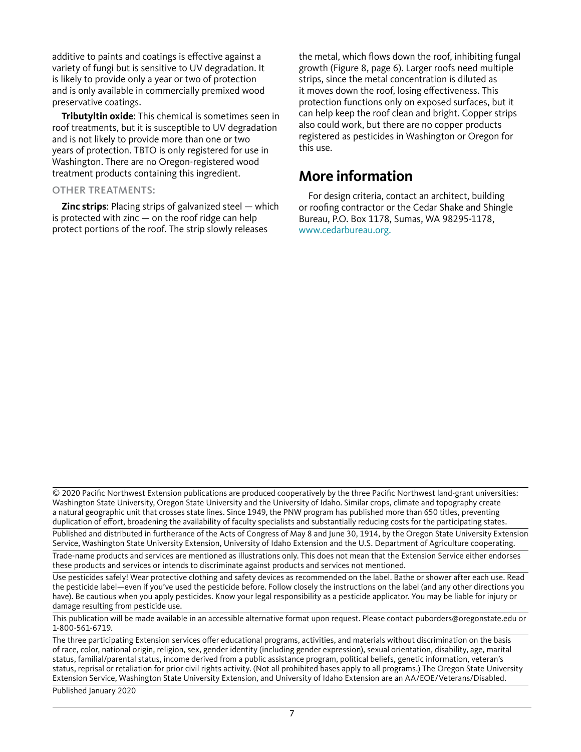additive to paints and coatings is effective against a variety of fungi but is sensitive to UV degradation. It is likely to provide only a year or two of protection and is only available in commercially premixed wood preservative coatings.

**Tributyltin oxide**: This chemical is sometimes seen in roof treatments, but it is susceptible to UV degradation and is not likely to provide more than one or two years of protection. TBTO is only registered for use in Washington. There are no Oregon-registered wood treatment products containing this ingredient.

### OTHER TREATMENTS:

**Zinc strips**: Placing strips of galvanized steel — which is protected with zinc — on the roof ridge can help protect portions of the roof. The strip slowly releases the metal, which flows down the roof, inhibiting fungal growth (Figure 8, page 6). Larger roofs need multiple strips, since the metal concentration is diluted as it moves down the roof, losing effectiveness. This protection functions only on exposed surfaces, but it can help keep the roof clean and bright. Copper strips also could work, but there are no copper products registered as pesticides in Washington or Oregon for this use.

## More information

For design criteria, contact an architect, building or roofing contractor or the Cedar Shake and Shingle Bureau, P.O. Box 1178, Sumas, WA 98295-1178, www.cedarbureau.org.

© 2020 Pacific Northwest Extension publications are produced cooperatively by the three Pacific Northwest land-grant universities: Washington State University, Oregon State University and the University of Idaho. Similar crops, climate and topography create a natural geographic unit that crosses state lines. Since 1949, the PNW program has published more than 650 titles, preventing duplication of effort, broadening the availability of faculty specialists and substantially reducing costs for the participating states.

Published and distributed in furtherance of the Acts of Congress of May 8 and June 30, 1914, by the Oregon State University Extension Service, Washington State University Extension, University of Idaho Extension and the U.S. Department of Agriculture cooperating.

Trade-name products and services are mentioned as illustrations only. This does not mean that the Extension Service either endorses these products and services or intends to discriminate against products and services not mentioned.

Use pesticides safely! Wear protective clothing and safety devices as recommended on the label. Bathe or shower after each use. Read the pesticide label—even if you've used the pesticide before. Follow closely the instructions on the label (and any other directions you have). Be cautious when you apply pesticides. Know your legal responsibility as a pesticide applicator. You may be liable for injury or damage resulting from pesticide use.

This publication will be made available in an accessible alternative format upon request. Please contact puborders@oregonstate.edu or 1-800-561-6719.

The three participating Extension services offer educational programs, activities, and materials without discrimination on the basis of race, color, national origin, religion, sex, gender identity (including gender expression), sexual orientation, disability, age, marital status, familial/parental status, income derived from a public assistance program, political beliefs, genetic information, veteran's status, reprisal or retaliation for prior civil rights activity. (Not all prohibited bases apply to all programs.) The Oregon State University Extension Service, Washington State University Extension, and University of Idaho Extension are an AA/EOE/Veterans/Disabled.

Published January 2020